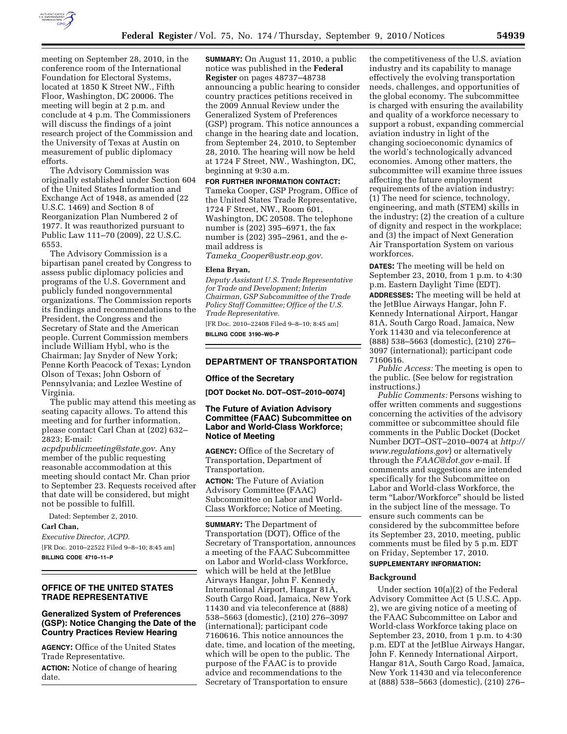meeting on September 28, 2010, in the conference room of the International Foundation for Electoral Systems, located at 1850 K Street NW., Fifth Floor, Washington, DC 20006. The meeting will begin at 2 p.m. and conclude at 4 p.m. The Commissioners will discuss the findings of a joint research project of the Commission and the University of Texas at Austin on measurement of public diplomacy efforts.

The Advisory Commission was originally established under Section 604 of the United States Information and Exchange Act of 1948, as amended (22 U.S.C. 1469) and Section 8 of Reorganization Plan Numbered 2 of 1977. It was reauthorized pursuant to Public Law 111–70 (2009), 22 U.S.C. 6553.

The Advisory Commission is a bipartisan panel created by Congress to assess public diplomacy policies and programs of the U.S. Government and publicly funded nongovernmental organizations. The Commission reports its findings and recommendations to the President, the Congress and the Secretary of State and the American people. Current Commission members include William Hybl, who is the Chairman; Jay Snyder of New York; Penne Korth Peacock of Texas; Lyndon Olson of Texas; John Osborn of Pennsylvania; and Lezlee Westine of Virginia.

The public may attend this meeting as seating capacity allows. To attend this meeting and for further information, please contact Carl Chan at (202) 632–2823; E-mail: *acpdpublicmeeting@state.gov*. Any member of the public requesting reasonable accommodation at this meeting should contact Mr. Chan prior to September 23. Requests received after that date will be considered, but might not be possible to fulfill.

Dated: September 2, 2010.

**Carl Chan,**

*Executive Director, ACPD.*

[FR Doc. 2010–22522 Filed 9–8–10; 8:45 am]

**BILLING CODE 4710–11–P**

## OFFICE OF THE UNITED STATES TRADE REPRESENTATIVE

### Generalized System of Preferences (GSP): Notice Changing the Date of the Country Practices Review Hearing

**AGENCY:** Office of the United States Trade Representative.

**ACTION:** Notice of change of hearing date.

**SUMMARY:** On August 11, 2010, a public notice was published in the **Federal Register** on pages 48737–48738 announcing a public hearing to consider country practices petitions received in the 2009 Annual Review under the Generalized System of Preferences (GSP) program. This notice announces a change in the hearing date and location, from September 24, 2010, to September 28, 2010. The hearing will now be held at 1724 F Street, NW., Washington, DC, beginning at 9:30 a.m.

**FOR FURTHER INFORMATION CONTACT:** Tameka Cooper, GSP Program, Office of the United States Trade Representative, 1724 F Street, NW., Room 601, Washington, DC 20508. The telephone number is (202) 395–6971, the fax number is (202) 395–2961, and the e-mail address is *Tameka_Cooper@ustr.eop.gov.*

**Elena Bryan,**

*Deputy Assistant U.S. Trade Representative for Trade and Development; Interim Chairman, GSP Subcommittee of the Trade Policy Staff Committee; Office of the U.S. Trade Representative.*

[FR Doc. 2010–22408 Filed 9–8–10; 8:45 am]

**BILLING CODE 3190–W0–P**

## DEPARTMENT OF TRANSPORTATION

### Office of the Secretary

**[DOT Docket No. DOT–OST–2010–0074]**

### The Future of Aviation Advisory Committee (FAAC) Subcommittee on Labor and World-Class Workforce; Notice of Meeting

**AGENCY:** Office of the Secretary of Transportation, Department of Transportation.

**ACTION:** The Future of Aviation Advisory Committee (FAAC) Subcommittee on Labor and World-Class Workforce; Notice of Meeting.

**SUMMARY:** The Department of Transportation (DOT), Office of the Secretary of Transportation, announces a meeting of the FAAC Subcommittee on Labor and World-class Workforce, which will be held at the JetBlue Airways Hangar, John F. Kennedy International Airport, Hangar 81A, South Cargo Road, Jamaica, New York 11430 and via teleconference at (888) 538–5663 (domestic), (210) 276–3097 (international); participant code 7160616. This notice announces the date, time, and location of the meeting, which will be open to the public. The purpose of the FAAC is to provide advice and recommendations to the Secretary of Transportation to ensure the competitiveness of the U.S. aviation industry and its capability to manage effectively the evolving transportation needs, challenges, and opportunities of the global economy. The subcommittee is charged with ensuring the availability and quality of a workforce necessary to support a robust, expanding commercial aviation industry in light of the changing socioeconomic dynamics of the world's technologically advanced economies. Among other matters, the subcommittee will examine three issues affecting the future employment requirements of the aviation industry: (1) The need for science, technology, engineering, and math (STEM) skills in the industry; (2) the creation of a culture of dignity and respect in the workplace; and (3) the impact of Next Generation Air Transportation System on various workforces.

**DATES:** The meeting will be held on September 23, 2010, from 1 p.m. to 4:30 p.m. Eastern Daylight Time (EDT).

**ADDRESSES:** The meeting will be held at the JetBlue Airways Hangar, John F. Kennedy International Airport, Hangar 81A, South Cargo Road, Jamaica, New York 11430 and via teleconference at (888) 538–5663 (domestic), (210) 276–3097 (international); participant code 7160616.

*Public Access:* The meeting is open to the public. (See below for registration instructions.)

*Public Comments:* Persons wishing to offer written comments and suggestions concerning the activities of the advisory committee or subcommittee should file comments in the Public Docket (Docket Number DOT–OST–2010–0074 at *http://www.regulations.gov*) or alternatively through the *FAAC@dot.gov* e-mail. If comments and suggestions are intended specifically for the Subcommittee on Labor and World-class Workforce, the term "Labor/Workforce" should be listed in the subject line of the message. To ensure such comments can be considered by the subcommittee before its September 23, 2010, meeting, public comments must be filed by 5 p.m. EDT on Friday, September 17, 2010.

**SUPPLEMENTARY INFORMATION:**

#### Background

Under section 10(a)(2) of the Federal Advisory Committee Act (5 U.S.C. App. 2), we are giving notice of a meeting of the FAAC Subcommittee on Labor and World-class Workforce taking place on September 23, 2010, from 1 p.m. to 4:30 p.m. EDT at the JetBlue Airways Hangar, John F. Kennedy International Airport, Hangar 81A, South Cargo Road, Jamaica, New York 11430 and via teleconference at (888) 538–5663 (domestic), (210) 276–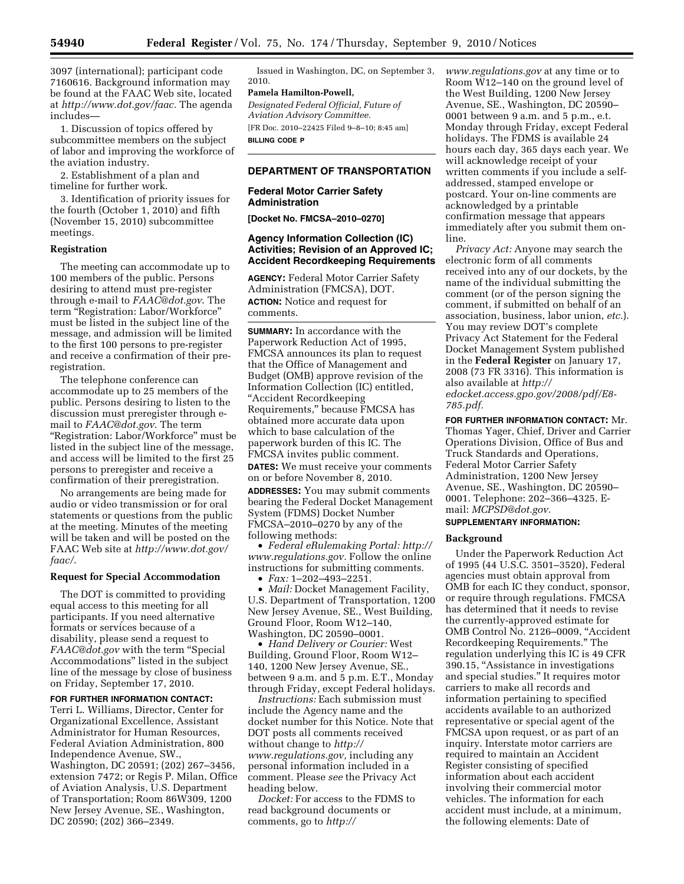3097 (international); participant code 7160616. Background information may be found at the FAAC Web site, located at *http://www.dot.gov/faac.* The agenda includes—

1. Discussion of topics offered by subcommittee members on the subject of labor and improving the workforce of the aviation industry.

2. Establishment of a plan and timeline for further work.

3. Identification of priority issues for the fourth (October 1, 2010) and fifth (November 15, 2010) subcommittee meetings.

### Registration

The meeting can accommodate up to 100 members of the public. Persons desiring to attend must pre-register through e-mail to *FAAC@dot.gov.* The term "Registration: Labor/Workforce" must be listed in the subject line of the message, and admission will be limited to the first 100 persons to pre-register and receive a confirmation of their pre-registration.

The telephone conference can accommodate up to 25 members of the public. Persons desiring to listen to the discussion must preregister through e-mail to *FAAC@dot.gov.* The term "Registration: Labor/Workforce" must be listed in the subject line of the message, and access will be limited to the first 25 persons to preregister and receive a confirmation of their preregistration.

No arrangements are being made for audio or video transmission or for oral statements or questions from the public at the meeting. Minutes of the meeting will be taken and will be posted on the FAAC Web site at *http://www.dot.gov/faac/.*

### Request for Special Accommodation

The DOT is committed to providing equal access to this meeting for all participants. If you need alternative formats or services because of a disability, please send a request to *FAAC@dot.gov* with the term "Special Accommodations" listed in the subject line of the message by close of business on Friday, September 17, 2010.

**FOR FURTHER INFORMATION CONTACT:** Terri L. Williams, Director, Center for Organizational Excellence, Assistant Administrator for Human Resources, Federal Aviation Administration, 800 Independence Avenue, SW., Washington, DC 20591; (202) 267–3456, extension 7472; or Regis P. Milan, Office of Aviation Analysis, U.S. Department of Transportation; Room 86W309, 1200 New Jersey Avenue, SE., Washington, DC 20590; (202) 366–2349.

Issued in Washington, DC, on September 3, 2010.

**Pamela Hamilton-Powell,**

*Designated Federal Official, Future of Aviation Advisory Committee.*

[FR Doc. 2010–22425 Filed 9–8–10; 8:45 am]

**BILLING CODE P**

---

## DEPARTMENT OF TRANSPORTATION

### Federal Motor Carrier Safety Administration

**[Docket No. FMCSA–2010–0270]**

### Agency Information Collection (IC) Activities; Revision of an Approved IC; Accident Recordkeeping Requirements

**AGENCY:** Federal Motor Carrier Safety Administration (FMCSA), DOT.

**ACTION:** Notice and request for comments.

**SUMMARY:** In accordance with the Paperwork Reduction Act of 1995, FMCSA announces its plan to request that the Office of Management and Budget (OMB) approve revision of the Information Collection (IC) entitled, "Accident Recordkeeping Requirements," because FMCSA has obtained more accurate data upon which to base calculation of the paperwork burden of this IC. The FMCSA invites public comment.

**DATES:** We must receive your comments on or before November 8, 2010.

**ADDRESSES:** You may submit comments bearing the Federal Docket Management System (FDMS) Docket Number FMCSA–2010–0270 by any of the following methods:

- *Federal eRulemaking Portal: http://www.regulations.gov.* Follow the online instructions for submitting comments.
- *Fax:* 1–202–493–2251.
- *Mail:* Docket Management Facility, U.S. Department of Transportation, 1200 New Jersey Avenue, SE., West Building, Ground Floor, Room W12–140, Washington, DC 20590–0001.
- *Hand Delivery or Courier:* West Building, Ground Floor, Room W12–140, 1200 New Jersey Avenue, SE., between 9 a.m. and 5 p.m. E.T., Monday through Friday, except Federal holidays.

*Instructions:* Each submission must include the Agency name and the docket number for this Notice. Note that DOT posts all comments received without change to *http://www.regulations.gov,* including any personal information included in a comment. Please *see* the Privacy Act heading below.

*Docket:* For access to the FDMS to read background documents or comments, go to *http://www.regulations.gov* at any time or to Room W12–140 on the ground level of the West Building, 1200 New Jersey Avenue, SE., Washington, DC 20590–0001 between 9 a.m. and 5 p.m., e.t. Monday through Friday, except Federal holidays. The FDMS is available 24 hours each day, 365 days each year. We will acknowledge receipt of your written comments if you include a self-addressed, stamped envelope or postcard. Your on-line comments are acknowledged by a printable confirmation message that appears immediately after you submit them on-line.

*Privacy Act:* Anyone may search the electronic form of all comments received into any of our dockets, by the name of the individual submitting the comment (or of the person signing the comment, if submitted on behalf of an association, business, labor union, *etc.*). You may review DOT's complete Privacy Act Statement for the Federal Docket Management System published in the **Federal Register** on January 17, 2008 (73 FR 3316). This information is also available at *http://edocket.access.gpo.gov/2008/pdf/E8-785.pdf.*

**FOR FURTHER INFORMATION CONTACT:** Mr. Thomas Yager, Chief, Driver and Carrier Operations Division, Office of Bus and Truck Standards and Operations, Federal Motor Carrier Safety Administration, 1200 New Jersey Avenue, SE., Washington, DC 20590–0001. Telephone: 202–366–4325. E-mail: *MCPSD@dot.gov.*

**SUPPLEMENTARY INFORMATION:**

### Background

Under the Paperwork Reduction Act of 1995 (44 U.S.C. 3501–3520), Federal agencies must obtain approval from OMB for each IC they conduct, sponsor, or require through regulations. FMCSA has determined that it needs to revise the currently-approved estimate for OMB Control No. 2126–0009, "Accident Recordkeeping Requirements." The regulation underlying this IC is 49 CFR 390.15, "Assistance in investigations and special studies." It requires motor carriers to make all records and information pertaining to specified accidents available to an authorized representative or special agent of the FMCSA upon request, or as part of an inquiry. Interstate motor carriers are required to maintain an Accident Register consisting of specified information about each accident involving their commercial motor vehicles. The information for each accident must include, at a minimum, the following elements: Date of